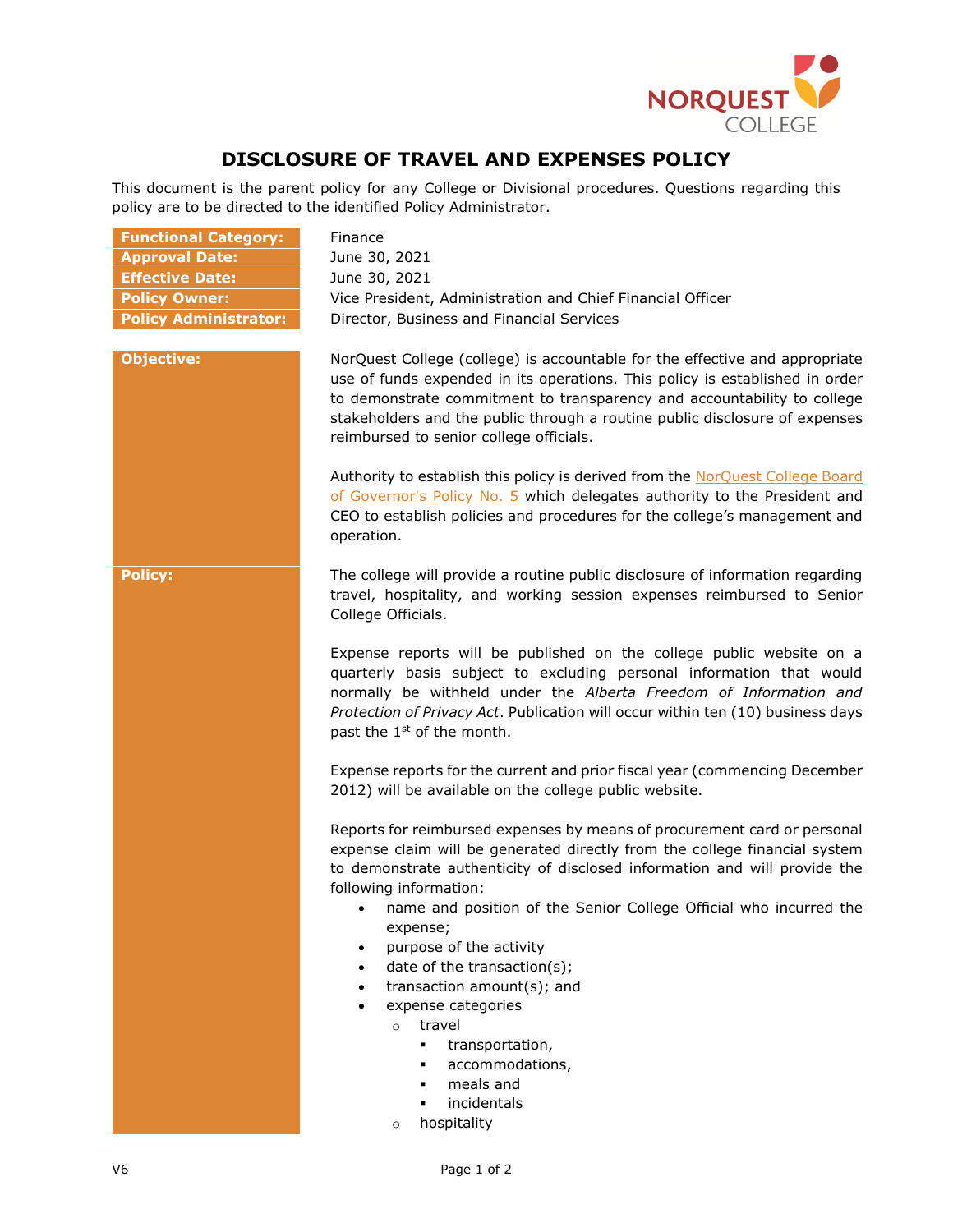# DISCLOSURE OF TRAVEL AND EXPENSES POLICY

This document is the parent policy for any College or Divisional procedures. Questions regarding this policy are to be directed to the identified Policy Administrator.

| | |
|---|---|
| **Functional Category:** | Finance |
| **Approval Date:** | June 30, 2021 |
| **Effective Date:** | June 30, 2021 |
| **Policy Owner:** | Vice President, Administration and Chief Financial Officer |
| **Policy Administrator:** | Director, Business and Financial Services |

**Objective:**

NorQuest College (college) is accountable for the effective and appropriate use of funds expended in its operations. This policy is established in order to demonstrate commitment to transparency and accountability to college stakeholders and the public through a routine public disclosure of expenses reimbursed to senior college officials.

Authority to establish this policy is derived from the NorQuest College Board of Governor's Policy No. 5 which delegates authority to the President and CEO to establish policies and procedures for the college's management and operation.

**Policy:**

The college will provide a routine public disclosure of information regarding travel, hospitality, and working session expenses reimbursed to Senior College Officials.

Expense reports will be published on the college public website on a quarterly basis subject to excluding personal information that would normally be withheld under the *Alberta Freedom of Information and Protection of Privacy Act*. Publication will occur within ten (10) business days past the 1st of the month.

Expense reports for the current and prior fiscal year (commencing December 2012) will be available on the college public website.

Reports for reimbursed expenses by means of procurement card or personal expense claim will be generated directly from the college financial system to demonstrate authenticity of disclosed information and will provide the following information:

- name and position of the Senior College Official who incurred the expense;
- purpose of the activity
- date of the transaction(s);
- transaction amount(s); and
- expense categories
  - travel
    - transportation,
    - accommodations,
    - meals and
    - incidentals
  - hospitality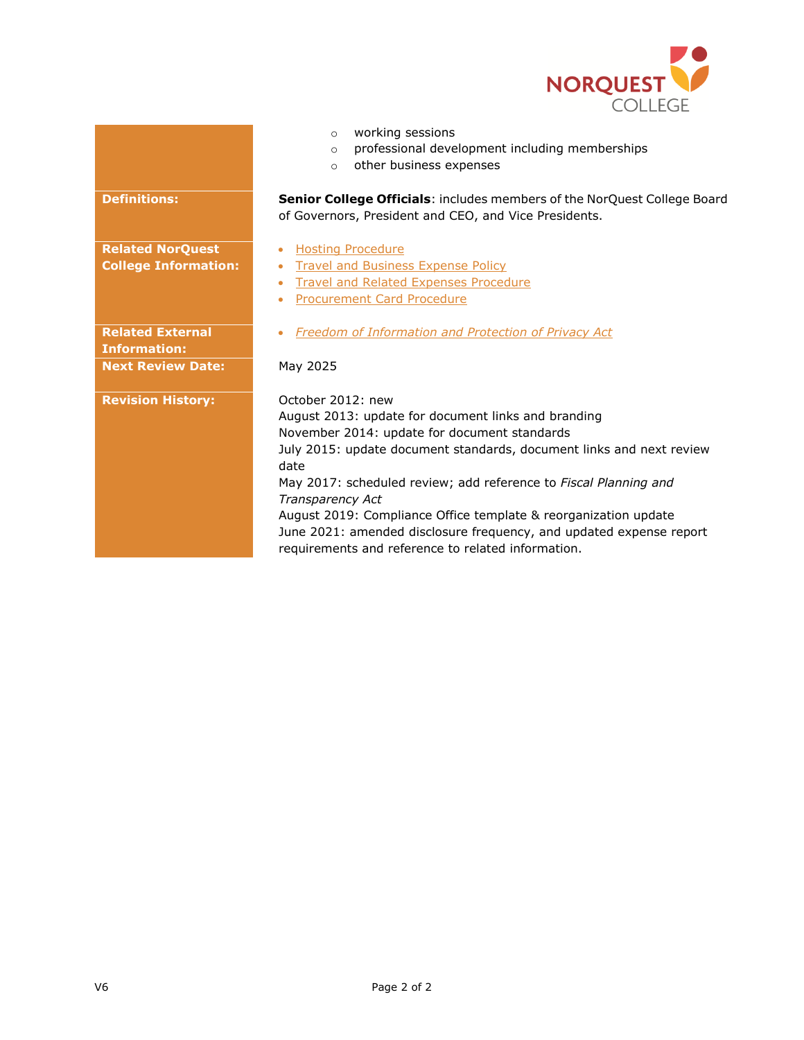- working sessions
- professional development including memberships
- other business expenses

| | |
|---|---|
| **Definitions:** | **Senior College Officials**: includes members of the NorQuest College Board of Governors, President and CEO, and Vice Presidents. |
| **Related NorQuest College Information:** | • Hosting Procedure<br>• Travel and Business Expense Policy<br>• Travel and Related Expenses Procedure<br>• Procurement Card Procedure |
| **Related External Information:** | • *Freedom of Information and Protection of Privacy Act* |
| **Next Review Date:** | May 2025 |
| **Revision History:** | October 2012: new<br>August 2013: update for document links and branding<br>November 2014: update for document standards<br>July 2015: update document standards, document links and next review date<br>May 2017: scheduled review; add reference to *Fiscal Planning and Transparency Act*<br>August 2019: Compliance Office template & reorganization update<br>June 2021: amended disclosure frequency, and updated expense report requirements and reference to related information. |

V6